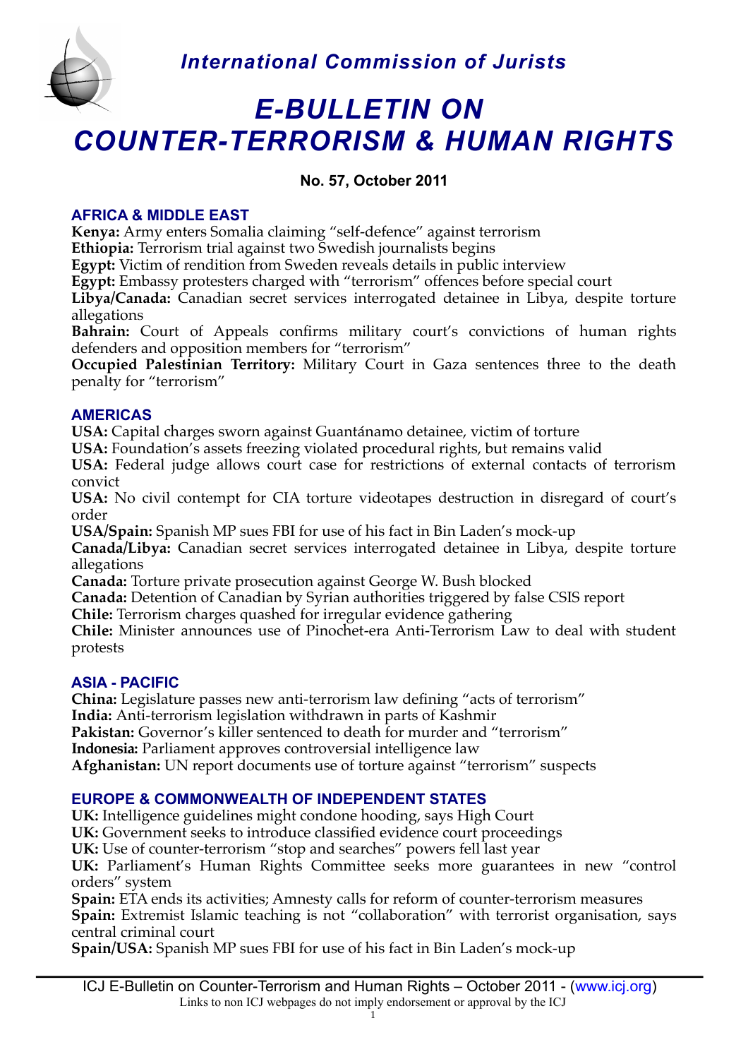*International Commission of Jurists*

# *E-BULLETIN ON COUNTER-TERRORISM & HUMAN RIGHTS*

**No. 57, October 2011**

## AFRICA & MIDDLE EAST

**Kenya:** Army enters Somalia claiming "self-defence" against terrorism
**Ethiopia:** Terrorism trial against two Swedish journalists begins
**Egypt:** Victim of rendition from Sweden reveals details in public interview
**Egypt:** Embassy protesters charged with "terrorism" offences before special court
**Libya/Canada:** Canadian secret services interrogated detainee in Libya, despite torture allegations
**Bahrain:** Court of Appeals confirms military court's convictions of human rights defenders and opposition members for "terrorism"
**Occupied Palestinian Territory:** Military Court in Gaza sentences three to the death penalty for "terrorism"

## AMERICAS

**USA:** Capital charges sworn against Guantánamo detainee, victim of torture
**USA:** Foundation's assets freezing violated procedural rights, but remains valid
**USA:** Federal judge allows court case for restrictions of external contacts of terrorism convict
**USA:** No civil contempt for CIA torture videotapes destruction in disregard of court's order
**USA/Spain:** Spanish MP sues FBI for use of his fact in Bin Laden's mock-up
**Canada/Libya:** Canadian secret services interrogated detainee in Libya, despite torture allegations
**Canada:** Torture private prosecution against George W. Bush blocked
**Canada:** Detention of Canadian by Syrian authorities triggered by false CSIS report
**Chile:** Terrorism charges quashed for irregular evidence gathering
**Chile:** Minister announces use of Pinochet-era Anti-Terrorism Law to deal with student protests

## ASIA - PACIFIC

**China:** Legislature passes new anti-terrorism law defining "acts of terrorism"
**India:** Anti-terrorism legislation withdrawn in parts of Kashmir
**Pakistan:** Governor's killer sentenced to death for murder and "terrorism"
**Indonesia:** Parliament approves controversial intelligence law
**Afghanistan:** UN report documents use of torture against "terrorism" suspects

## EUROPE & COMMONWEALTH OF INDEPENDENT STATES

**UK:** Intelligence guidelines might condone hooding, says High Court
**UK:** Government seeks to introduce classified evidence court proceedings
**UK:** Use of counter-terrorism "stop and searches" powers fell last year
**UK:** Parliament's Human Rights Committee seeks more guarantees in new "control orders" system
**Spain:** ETA ends its activities; Amnesty calls for reform of counter-terrorism measures
**Spain:** Extremist Islamic teaching is not "collaboration" with terrorist organisation, says central criminal court
**Spain/USA:** Spanish MP sues FBI for use of his fact in Bin Laden's mock-up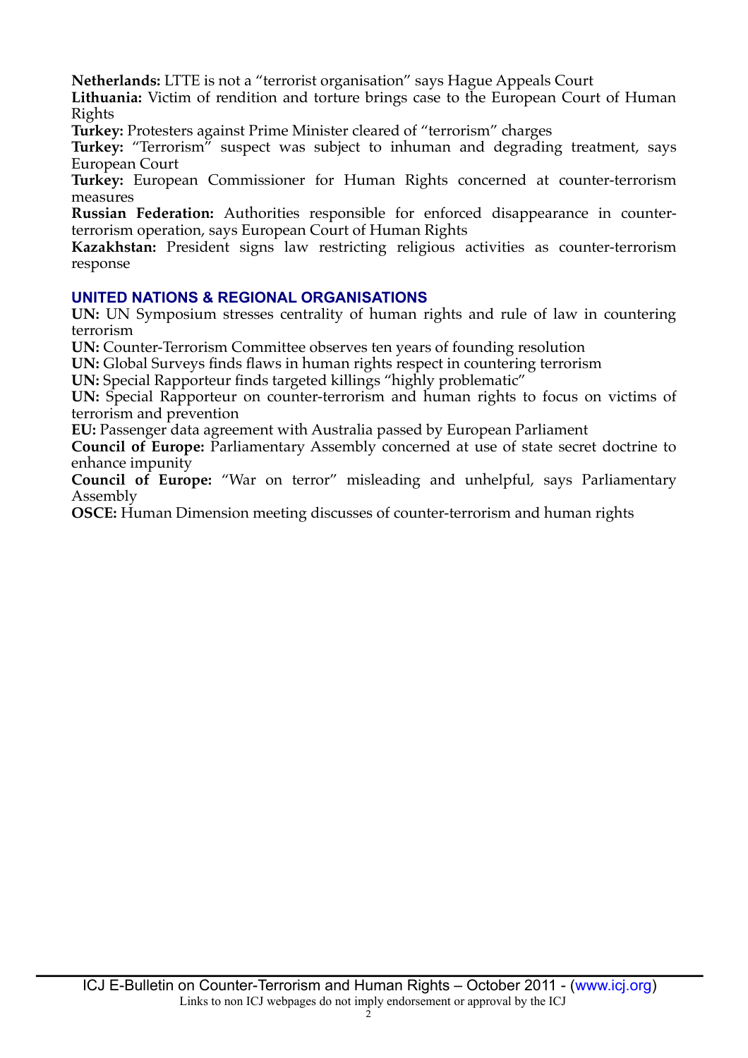**Netherlands:** LTTE is not a "terrorist organisation" says Hague Appeals Court

**Lithuania:** Victim of rendition and torture brings case to the European Court of Human Rights

**Turkey:** Protesters against Prime Minister cleared of "terrorism" charges

**Turkey:** "Terrorism" suspect was subject to inhuman and degrading treatment, says European Court

**Turkey:** European Commissioner for Human Rights concerned at counter-terrorism measures

**Russian Federation:** Authorities responsible for enforced disappearance in counter-terrorism operation, says European Court of Human Rights

**Kazakhstan:** President signs law restricting religious activities as counter-terrorism response

## UNITED NATIONS & REGIONAL ORGANISATIONS

**UN:** UN Symposium stresses centrality of human rights and rule of law in countering terrorism

**UN:** Counter-Terrorism Committee observes ten years of founding resolution

**UN:** Global Surveys finds flaws in human rights respect in countering terrorism

**UN:** Special Rapporteur finds targeted killings "highly problematic"

**UN:** Special Rapporteur on counter-terrorism and human rights to focus on victims of terrorism and prevention

**EU:** Passenger data agreement with Australia passed by European Parliament

**Council of Europe:** Parliamentary Assembly concerned at use of state secret doctrine to enhance impunity

**Council of Europe:** "War on terror" misleading and unhelpful, says Parliamentary Assembly

**OSCE:** Human Dimension meeting discusses of counter-terrorism and human rights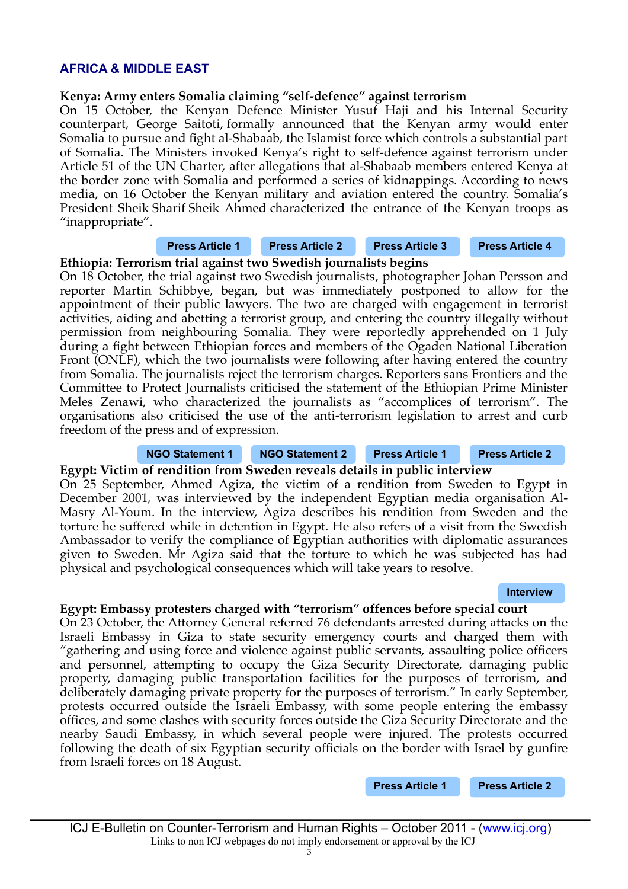## AFRICA & MIDDLE EAST

**Kenya: Army enters Somalia claiming "self-defence" against terrorism**

On 15 October, the Kenyan Defence Minister Yusuf Haji and his Internal Security counterpart, George Saitoti, formally announced that the Kenyan army would enter Somalia to pursue and fight al-Shabaab, the Islamist force which controls a substantial part of Somalia. The Ministers invoked Kenya's right to self-defence against terrorism under Article 51 of the UN Charter, after allegations that al-Shabaab members entered Kenya at the border zone with Somalia and performed a series of kidnappings. According to news media, on 16 October the Kenyan military and aviation entered the country. Somalia's President Sheik Sharif Sheik Ahmed characterized the entrance of the Kenyan troops as "inappropriate".

Press Article 1 | Press Article 2 | Press Article 3 | Press Article 4

**Ethiopia: Terrorism trial against two Swedish journalists begins**

On 18 October, the trial against two Swedish journalists, photographer Johan Persson and reporter Martin Schibbye, began, but was immediately postponed to allow for the appointment of their public lawyers. The two are charged with engagement in terrorist activities, aiding and abetting a terrorist group, and entering the country illegally without permission from neighbouring Somalia. They were reportedly apprehended on 1 July during a fight between Ethiopian forces and members of the Ogaden National Liberation Front (ONLF), which the two journalists were following after having entered the country from Somalia. The journalists reject the terrorism charges. Reporters sans Frontiers and the Committee to Protect Journalists criticised the statement of the Ethiopian Prime Minister Meles Zenawi, who characterized the journalists as "accomplices of terrorism". The organisations also criticised the use of the anti-terrorism legislation to arrest and curb freedom of the press and of expression.

NGO Statement 1 | NGO Statement 2 | Press Article 1 | Press Article 2

**Egypt: Victim of rendition from Sweden reveals details in public interview**

On 25 September, Ahmed Agiza, the victim of a rendition from Sweden to Egypt in December 2001, was interviewed by the independent Egyptian media organisation Al-Masry Al-Youm. In the interview, Agiza describes his rendition from Sweden and the torture he suffered while in detention in Egypt. He also refers of a visit from the Swedish Ambassador to verify the compliance of Egyptian authorities with diplomatic assurances given to Sweden. Mr Agiza said that the torture to which he was subjected has had physical and psychological consequences which will take years to resolve.

Interview

**Egypt: Embassy protesters charged with "terrorism" offences before special court**

On 23 October, the Attorney General referred 76 defendants arrested during attacks on the Israeli Embassy in Giza to state security emergency courts and charged them with "gathering and using force and violence against public servants, assaulting police officers and personnel, attempting to occupy the Giza Security Directorate, damaging public property, damaging public transportation facilities for the purposes of terrorism, and deliberately damaging private property for the purposes of terrorism." In early September, protests occurred outside the Israeli Embassy, with some people entering the embassy offices, and some clashes with security forces outside the Giza Security Directorate and the nearby Saudi Embassy, in which several people were injured. The protests occurred following the death of six Egyptian security officials on the border with Israel by gunfire from Israeli forces on 18 August.

Press Article 1 | Press Article 2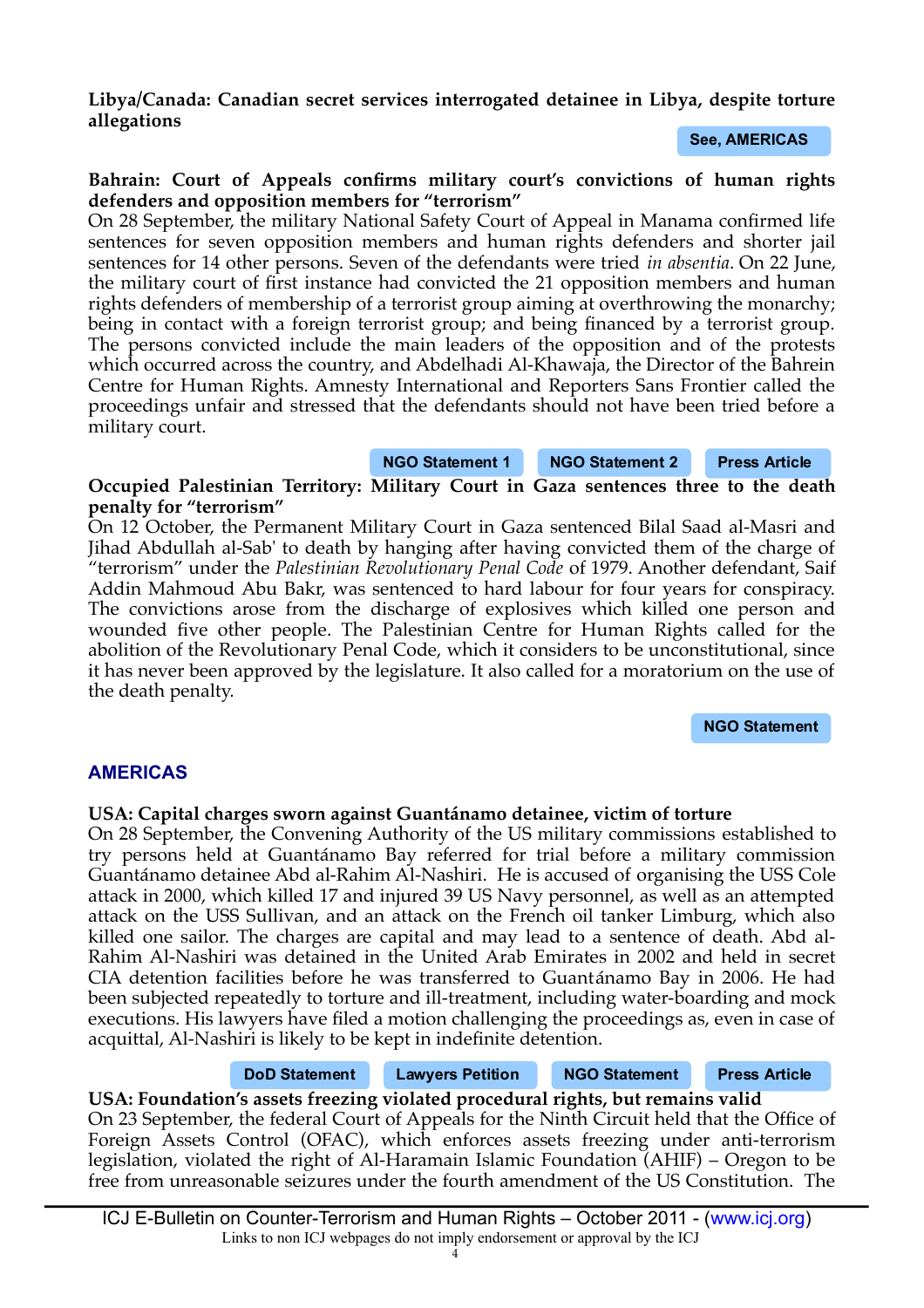**Libya/Canada: Canadian secret services interrogated detainee in Libya, despite torture allegations**

See, AMERICAS

**Bahrain: Court of Appeals confirms military court's convictions of human rights defenders and opposition members for "terrorism"**

On 28 September, the military National Safety Court of Appeal in Manama confirmed life sentences for seven opposition members and human rights defenders and shorter jail sentences for 14 other persons. Seven of the defendants were tried *in absentia*. On 22 June, the military court of first instance had convicted the 21 opposition members and human rights defenders of membership of a terrorist group aiming at overthrowing the monarchy; being in contact with a foreign terrorist group; and being financed by a terrorist group. The persons convicted include the main leaders of the opposition and of the protests which occurred across the country, and Abdelhadi Al-Khawaja, the Director of the Bahrein Centre for Human Rights. Amnesty International and Reporters Sans Frontier called the proceedings unfair and stressed that the defendants should not have been tried before a military court.

NGO Statement 1 | NGO Statement 2 | Press Article

**Occupied Palestinian Territory: Military Court in Gaza sentences three to the death penalty for "terrorism"**

On 12 October, the Permanent Military Court in Gaza sentenced Bilal Saad al-Masri and Jihad Abdullah al-Sab' to death by hanging after having convicted them of the charge of "terrorism" under the *Palestinian Revolutionary Penal Code* of 1979. Another defendant, Saif Addin Mahmoud Abu Bakr, was sentenced to hard labour for four years for conspiracy. The convictions arose from the discharge of explosives which killed one person and wounded five other people. The Palestinian Centre for Human Rights called for the abolition of the Revolutionary Penal Code, which it considers to be unconstitutional, since it has never been approved by the legislature. It also called for a moratorium on the use of the death penalty.

NGO Statement

## AMERICAS

**USA: Capital charges sworn against Guantánamo detainee, victim of torture**

On 28 September, the Convening Authority of the US military commissions established to try persons held at Guantánamo Bay referred for trial before a military commission Guantánamo detainee Abd al-Rahim Al-Nashiri. He is accused of organising the USS Cole attack in 2000, which killed 17 and injured 39 US Navy personnel, as well as an attempted attack on the USS Sullivan, and an attack on the French oil tanker Limburg, which also killed one sailor. The charges are capital and may lead to a sentence of death. Abd al-Rahim Al-Nashiri was detained in the United Arab Emirates in 2002 and held in secret CIA detention facilities before he was transferred to Guantánamo Bay in 2006. He had been subjected repeatedly to torture and ill-treatment, including water-boarding and mock executions. His lawyers have filed a motion challenging the proceedings as, even in case of acquittal, Al-Nashiri is likely to be kept in indefinite detention.

DoD Statement | Lawyers Petition | NGO Statement | Press Article

**USA: Foundation's assets freezing violated procedural rights, but remains valid**

On 23 September, the federal Court of Appeals for the Ninth Circuit held that the Office of Foreign Assets Control (OFAC), which enforces assets freezing under anti-terrorism legislation, violated the right of Al-Haramain Islamic Foundation (AHIF) – Oregon to be free from unreasonable seizures under the fourth amendment of the US Constitution. The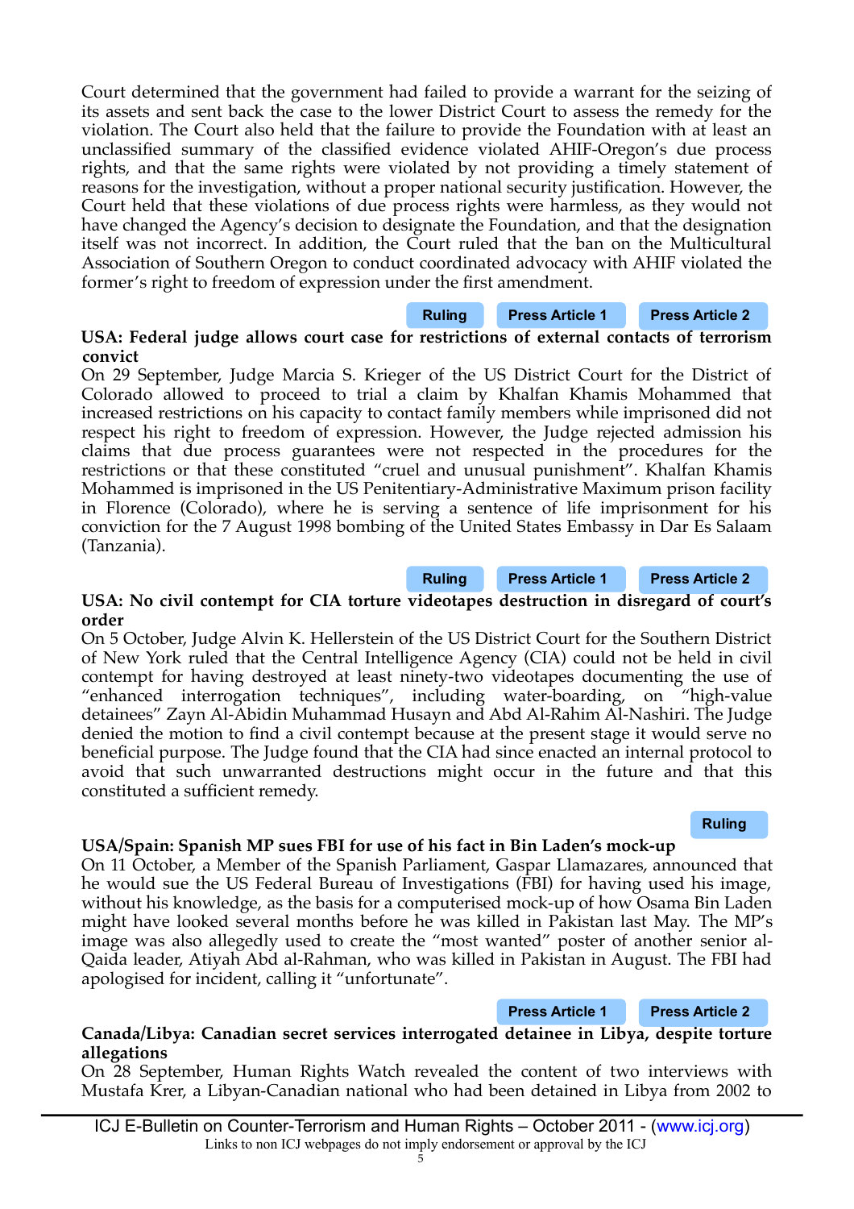Court determined that the government had failed to provide a warrant for the seizing of its assets and sent back the case to the lower District Court to assess the remedy for the violation. The Court also held that the failure to provide the Foundation with at least an unclassified summary of the classified evidence violated AHIF-Oregon's due process rights, and that the same rights were violated by not providing a timely statement of reasons for the investigation, without a proper national security justification. However, the Court held that these violations of due process rights were harmless, as they would not have changed the Agency's decision to designate the Foundation, and that the designation itself was not incorrect. In addition, the Court ruled that the ban on the Multicultural Association of Southern Oregon to conduct coordinated advocacy with AHIF violated the former's right to freedom of expression under the first amendment.

Ruling | Press Article 1 | Press Article 2

**USA: Federal judge allows court case for restrictions of external contacts of terrorism convict**

On 29 September, Judge Marcia S. Krieger of the US District Court for the District of Colorado allowed to proceed to trial a claim by Khalfan Khamis Mohammed that increased restrictions on his capacity to contact family members while imprisoned did not respect his right to freedom of expression. However, the Judge rejected admission his claims that due process guarantees were not respected in the procedures for the restrictions or that these constituted "cruel and unusual punishment". Khalfan Khamis Mohammed is imprisoned in the US Penitentiary-Administrative Maximum prison facility in Florence (Colorado), where he is serving a sentence of life imprisonment for his conviction for the 7 August 1998 bombing of the United States Embassy in Dar Es Salaam (Tanzania).

Ruling | Press Article 1 | Press Article 2

**USA: No civil contempt for CIA torture videotapes destruction in disregard of court's order**

On 5 October, Judge Alvin K. Hellerstein of the US District Court for the Southern District of New York ruled that the Central Intelligence Agency (CIA) could not be held in civil contempt for having destroyed at least ninety-two videotapes documenting the use of "enhanced interrogation techniques", including water-boarding, on "high-value detainees" Zayn Al-Abidin Muhammad Husayn and Abd Al-Rahim Al-Nashiri. The Judge denied the motion to find a civil contempt because at the present stage it would serve no beneficial purpose. The Judge found that the CIA had since enacted an internal protocol to avoid that such unwarranted destructions might occur in the future and that this constituted a sufficient remedy.

Ruling

**USA/Spain: Spanish MP sues FBI for use of his fact in Bin Laden's mock-up**

On 11 October, a Member of the Spanish Parliament, Gaspar Llamazares, announced that he would sue the US Federal Bureau of Investigations (FBI) for having used his image, without his knowledge, as the basis for a computerised mock-up of how Osama Bin Laden might have looked several months before he was killed in Pakistan last May. The MP's image was also allegedly used to create the "most wanted" poster of another senior al-Qaida leader, Atiyah Abd al-Rahman, who was killed in Pakistan in August. The FBI had apologised for incident, calling it "unfortunate".

Press Article 1 | Press Article 2

**Canada/Libya: Canadian secret services interrogated detainee in Libya, despite torture allegations**

On 28 September, Human Rights Watch revealed the content of two interviews with Mustafa Krer, a Libyan-Canadian national who had been detained in Libya from 2002 to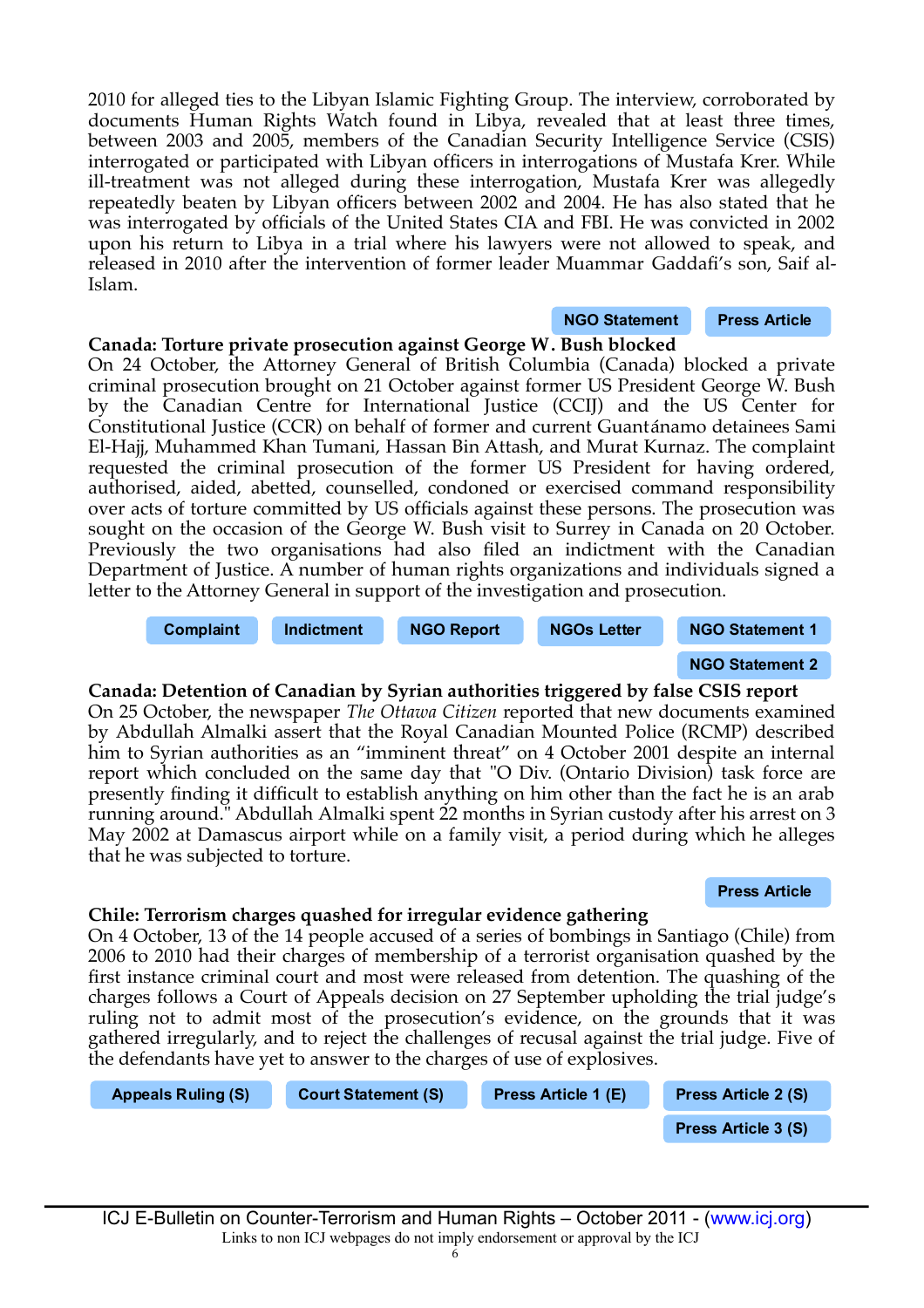2010 for alleged ties to the Libyan Islamic Fighting Group. The interview, corroborated by documents Human Rights Watch found in Libya, revealed that at least three times, between 2003 and 2005, members of the Canadian Security Intelligence Service (CSIS) interrogated or participated with Libyan officers in interrogations of Mustafa Krer. While ill-treatment was not alleged during these interrogation, Mustafa Krer was allegedly repeatedly beaten by Libyan officers between 2002 and 2004. He has also stated that he was interrogated by officials of the United States CIA and FBI. He was convicted in 2002 upon his return to Libya in a trial where his lawyers were not allowed to speak, and released in 2010 after the intervention of former leader Muammar Gaddafi's son, Saif al-Islam.

NGO Statement | Press Article

**Canada: Torture private prosecution against George W. Bush blocked**

On 24 October, the Attorney General of British Columbia (Canada) blocked a private criminal prosecution brought on 21 October against former US President George W. Bush by the Canadian Centre for International Justice (CCIJ) and the US Center for Constitutional Justice (CCR) on behalf of former and current Guantánamo detainees Sami El-Hajj, Muhammed Khan Tumani, Hassan Bin Attash, and Murat Kurnaz. The complaint requested the criminal prosecution of the former US President for having ordered, authorised, aided, abetted, counselled, condoned or exercised command responsibility over acts of torture committed by US officials against these persons. The prosecution was sought on the occasion of the George W. Bush visit to Surrey in Canada on 20 October. Previously the two organisations had also filed an indictment with the Canadian Department of Justice. A number of human rights organizations and individuals signed a letter to the Attorney General in support of the investigation and prosecution.

Complaint | Indictment | NGO Report | NGOs Letter | NGO Statement 1 | NGO Statement 2

**Canada: Detention of Canadian by Syrian authorities triggered by false CSIS report**

On 25 October, the newspaper *The Ottawa Citizen* reported that new documents examined by Abdullah Almalki assert that the Royal Canadian Mounted Police (RCMP) described him to Syrian authorities as an "imminent threat" on 4 October 2001 despite an internal report which concluded on the same day that "O Div. (Ontario Division) task force are presently finding it difficult to establish anything on him other than the fact he is an arab running around." Abdullah Almalki spent 22 months in Syrian custody after his arrest on 3 May 2002 at Damascus airport while on a family visit, a period during which he alleges that he was subjected to torture.

Press Article

**Chile: Terrorism charges quashed for irregular evidence gathering**

On 4 October, 13 of the 14 people accused of a series of bombings in Santiago (Chile) from 2006 to 2010 had their charges of membership of a terrorist organisation quashed by the first instance criminal court and most were released from detention. The quashing of the charges follows a Court of Appeals decision on 27 September upholding the trial judge's ruling not to admit most of the prosecution's evidence, on the grounds that it was gathered irregularly, and to reject the challenges of recusal against the trial judge. Five of the defendants have yet to answer to the charges of use of explosives.

Appeals Ruling (S) | Court Statement (S) | Press Article 1 (E) | Press Article 2 (S) | Press Article 3 (S)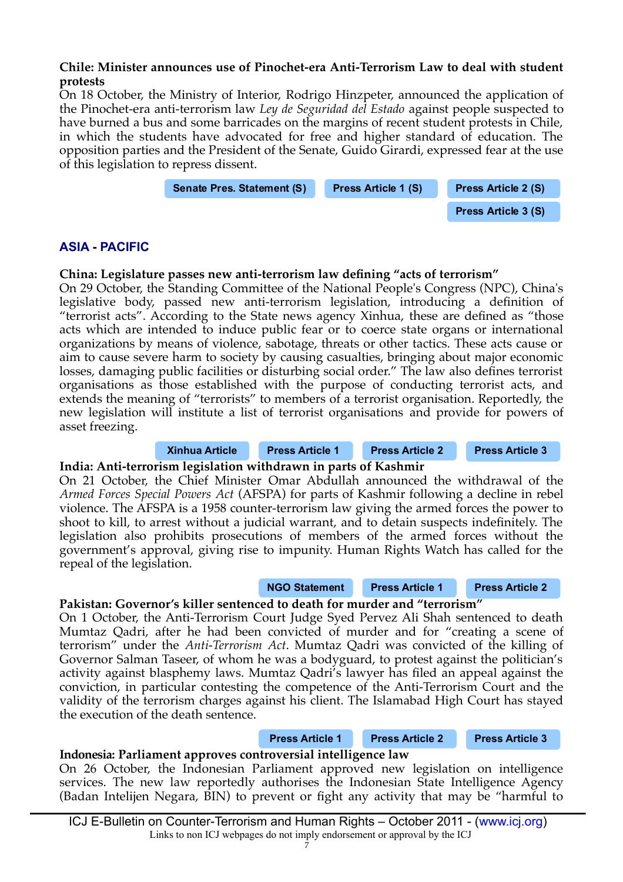**Chile: Minister announces use of Pinochet-era Anti-Terrorism Law to deal with student protests**

On 18 October, the Ministry of Interior, Rodrigo Hinzpeter, announced the application of the Pinochet-era anti-terrorism law *Ley de Seguridad del Estado* against people suspected to have burned a bus and some barricades on the margins of recent student protests in Chile, in which the students have advocated for free and higher standard of education. The opposition parties and the President of the Senate, Guido Girardi, expressed fear at the use of this legislation to repress dissent.

Senate Pres. Statement (S) | Press Article 1 (S) | Press Article 2 (S) | Press Article 3 (S)

## ASIA - PACIFIC

**China: Legislature passes new anti-terrorism law defining "acts of terrorism"**

On 29 October, the Standing Committee of the National People's Congress (NPC), China's legislative body, passed new anti-terrorism legislation, introducing a definition of "terrorist acts". According to the State news agency Xinhua, these are defined as "those acts which are intended to induce public fear or to coerce state organs or international organizations by means of violence, sabotage, threats or other tactics. These acts cause or aim to cause severe harm to society by causing casualties, bringing about major economic losses, damaging public facilities or disturbing social order." The law also defines terrorist organisations as those established with the purpose of conducting terrorist acts, and extends the meaning of "terrorists" to members of a terrorist organisation. Reportedly, the new legislation will institute a list of terrorist organisations and provide for powers of asset freezing.

Xinhua Article | Press Article 1 | Press Article 2 | Press Article 3

**India: Anti-terrorism legislation withdrawn in parts of Kashmir**

On 21 October, the Chief Minister Omar Abdullah announced the withdrawal of the *Armed Forces Special Powers Act* (AFSPA) for parts of Kashmir following a decline in rebel violence. The AFSPA is a 1958 counter-terrorism law giving the armed forces the power to shoot to kill, to arrest without a judicial warrant, and to detain suspects indefinitely. The legislation also prohibits prosecutions of members of the armed forces without the government's approval, giving rise to impunity. Human Rights Watch has called for the repeal of the legislation.

NGO Statement | Press Article 1 | Press Article 2

**Pakistan: Governor's killer sentenced to death for murder and "terrorism"**

On 1 October, the Anti-Terrorism Court Judge Syed Pervez Ali Shah sentenced to death Mumtaz Qadri, after he had been convicted of murder and for "creating a scene of terrorism" under the *Anti-Terrorism Act*. Mumtaz Qadri was convicted of the killing of Governor Salman Taseer, of whom he was a bodyguard, to protest against the politician's activity against blasphemy laws. Mumtaz Qadri's lawyer has filed an appeal against the conviction, in particular contesting the competence of the Anti-Terrorism Court and the validity of the terrorism charges against his client. The Islamabad High Court has stayed the execution of the death sentence.

Press Article 1 | Press Article 2 | Press Article 3

**Indonesia: Parliament approves controversial intelligence law**

On 26 October, the Indonesian Parliament approved new legislation on intelligence services. The new law reportedly authorises the Indonesian State Intelligence Agency (Badan Intelijen Negara, BIN) to prevent or fight any activity that may be "harmful to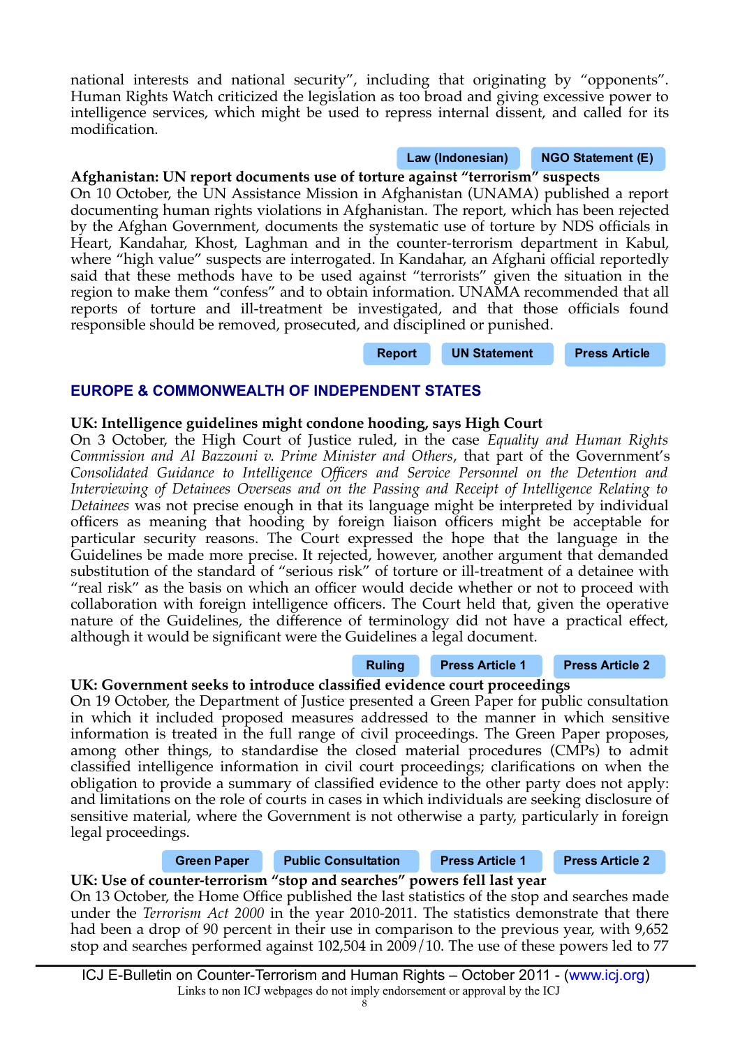national interests and national security", including that originating by "opponents". Human Rights Watch criticized the legislation as too broad and giving excessive power to intelligence services, which might be used to repress internal dissent, and called for its modification.

Law (Indonesian) | NGO Statement (E)

**Afghanistan: UN report documents use of torture against "terrorism" suspects**
On 10 October, the UN Assistance Mission in Afghanistan (UNAMA) published a report documenting human rights violations in Afghanistan. The report, which has been rejected by the Afghan Government, documents the systematic use of torture by NDS officials in Heart, Kandahar, Khost, Laghman and in the counter-terrorism department in Kabul, where "high value" suspects are interrogated. In Kandahar, an Afghani official reportedly said that these methods have to be used against "terrorists" given the situation in the region to make them "confess" and to obtain information. UNAMA recommended that all reports of torture and ill-treatment be investigated, and that those officials found responsible should be removed, prosecuted, and disciplined or punished.

Report | UN Statement | Press Article

## EUROPE & COMMONWEALTH OF INDEPENDENT STATES

**UK: Intelligence guidelines might condone hooding, says High Court**
On 3 October, the High Court of Justice ruled, in the case *Equality and Human Rights Commission and Al Bazzouni v. Prime Minister and Others*, that part of the Government's *Consolidated Guidance to Intelligence Officers and Service Personnel on the Detention and Interviewing of Detainees Overseas and on the Passing and Receipt of Intelligence Relating to Detainees* was not precise enough in that its language might be interpreted by individual officers as meaning that hooding by foreign liaison officers might be acceptable for particular security reasons. The Court expressed the hope that the language in the Guidelines be made more precise. It rejected, however, another argument that demanded substitution of the standard of "serious risk" of torture or ill-treatment of a detainee with "real risk" as the basis on which an officer would decide whether or not to proceed with collaboration with foreign intelligence officers. The Court held that, given the operative nature of the Guidelines, the difference of terminology did not have a practical effect, although it would be significant were the Guidelines a legal document.

Ruling | Press Article 1 | Press Article 2

**UK: Government seeks to introduce classified evidence court proceedings**
On 19 October, the Department of Justice presented a Green Paper for public consultation in which it included proposed measures addressed to the manner in which sensitive information is treated in the full range of civil proceedings. The Green Paper proposes, among other things, to standardise the closed material procedures (CMPs) to admit classified intelligence information in civil court proceedings; clarifications on when the obligation to provide a summary of classified evidence to the other party does not apply: and limitations on the role of courts in cases in which individuals are seeking disclosure of sensitive material, where the Government is not otherwise a party, particularly in foreign legal proceedings.

Green Paper | Public Consultation | Press Article 1 | Press Article 2

**UK: Use of counter-terrorism "stop and searches" powers fell last year**
On 13 October, the Home Office published the last statistics of the stop and searches made under the *Terrorism Act 2000* in the year 2010-2011. The statistics demonstrate that there had been a drop of 90 percent in their use in comparison to the previous year, with 9,652 stop and searches performed against 102,504 in 2009/10. The use of these powers led to 77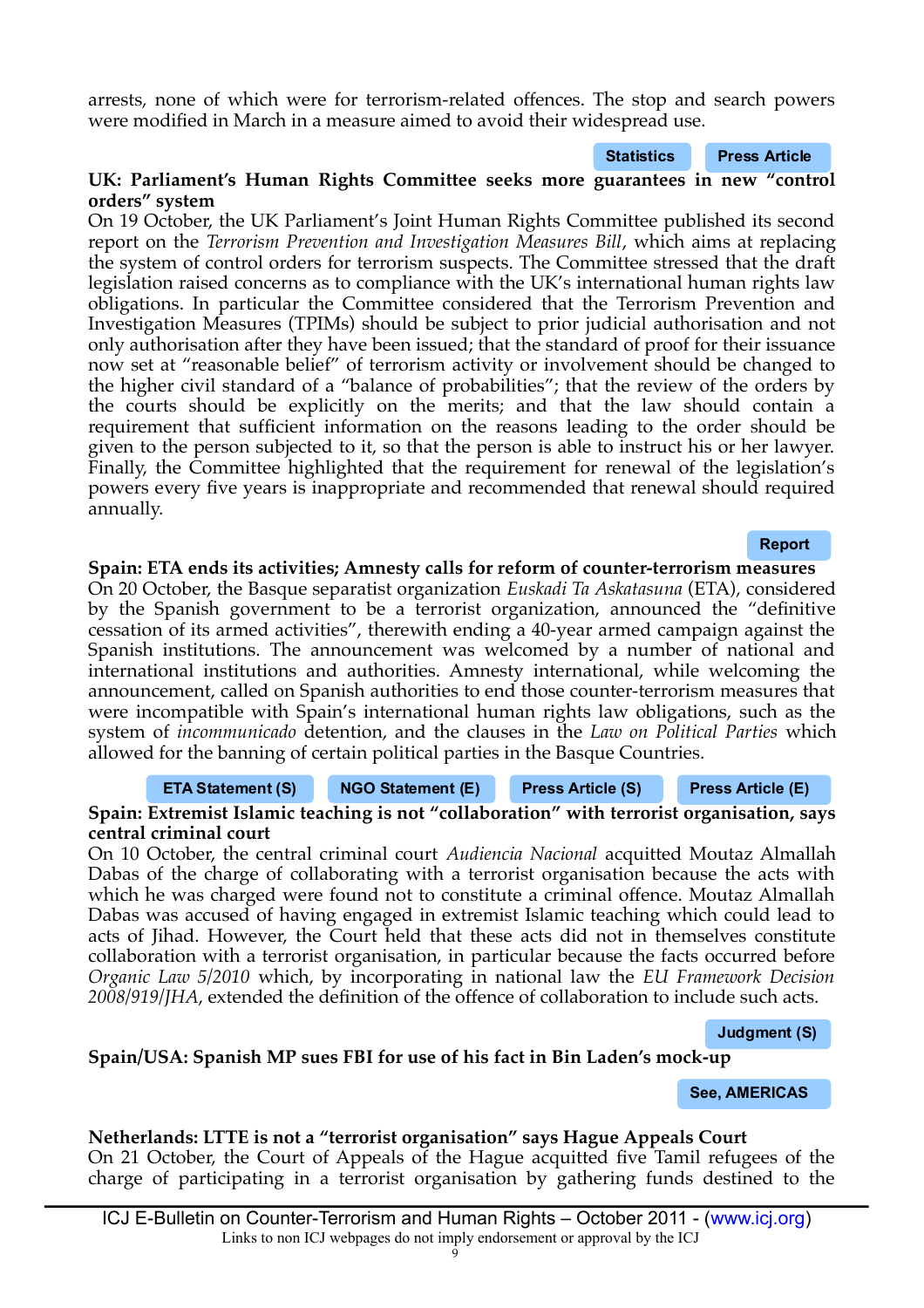arrests, none of which were for terrorism-related offences. The stop and search powers were modified in March in a measure aimed to avoid their widespread use.

Statistics | Press Article

**UK: Parliament's Human Rights Committee seeks more guarantees in new "control orders" system**

On 19 October, the UK Parliament's Joint Human Rights Committee published its second report on the *Terrorism Prevention and Investigation Measures Bill*, which aims at replacing the system of control orders for terrorism suspects. The Committee stressed that the draft legislation raised concerns as to compliance with the UK's international human rights law obligations. In particular the Committee considered that the Terrorism Prevention and Investigation Measures (TPIMs) should be subject to prior judicial authorisation and not only authorisation after they have been issued; that the standard of proof for their issuance now set at "reasonable belief" of terrorism activity or involvement should be changed to the higher civil standard of a "balance of probabilities"; that the review of the orders by the courts should be explicitly on the merits; and that the law should contain a requirement that sufficient information on the reasons leading to the order should be given to the person subjected to it, so that the person is able to instruct his or her lawyer. Finally, the Committee highlighted that the requirement for renewal of the legislation's powers every five years is inappropriate and recommended that renewal should required annually.

Report

**Spain: ETA ends its activities; Amnesty calls for reform of counter-terrorism measures**

On 20 October, the Basque separatist organization *Euskadi Ta Askatasuna* (ETA), considered by the Spanish government to be a terrorist organization, announced the "definitive cessation of its armed activities", therewith ending a 40-year armed campaign against the Spanish institutions. The announcement was welcomed by a number of national and international institutions and authorities. Amnesty international, while welcoming the announcement, called on Spanish authorities to end those counter-terrorism measures that were incompatible with Spain's international human rights law obligations, such as the system of *incommunicado* detention, and the clauses in the *Law on Political Parties* which allowed for the banning of certain political parties in the Basque Countries.

ETA Statement (S) | NGO Statement (E) | Press Article (S) | Press Article (E)

**Spain: Extremist Islamic teaching is not "collaboration" with terrorist organisation, says central criminal court**

On 10 October, the central criminal court *Audiencia Nacional* acquitted Moutaz Almallah Dabas of the charge of collaborating with a terrorist organisation because the acts with which he was charged were found not to constitute a criminal offence. Moutaz Almallah Dabas was accused of having engaged in extremist Islamic teaching which could lead to acts of Jihad. However, the Court held that these acts did not in themselves constitute collaboration with a terrorist organisation, in particular because the facts occurred before *Organic Law 5/2010* which, by incorporating in national law the *EU Framework Decision 2008/919/JHA*, extended the definition of the offence of collaboration to include such acts.

Judgment (S)

**Spain/USA: Spanish MP sues FBI for use of his fact in Bin Laden's mock-up**

See, AMERICAS

**Netherlands: LTTE is not a "terrorist organisation" says Hague Appeals Court**

On 21 October, the Court of Appeals of the Hague acquitted five Tamil refugees of the charge of participating in a terrorist organisation by gathering funds destined to the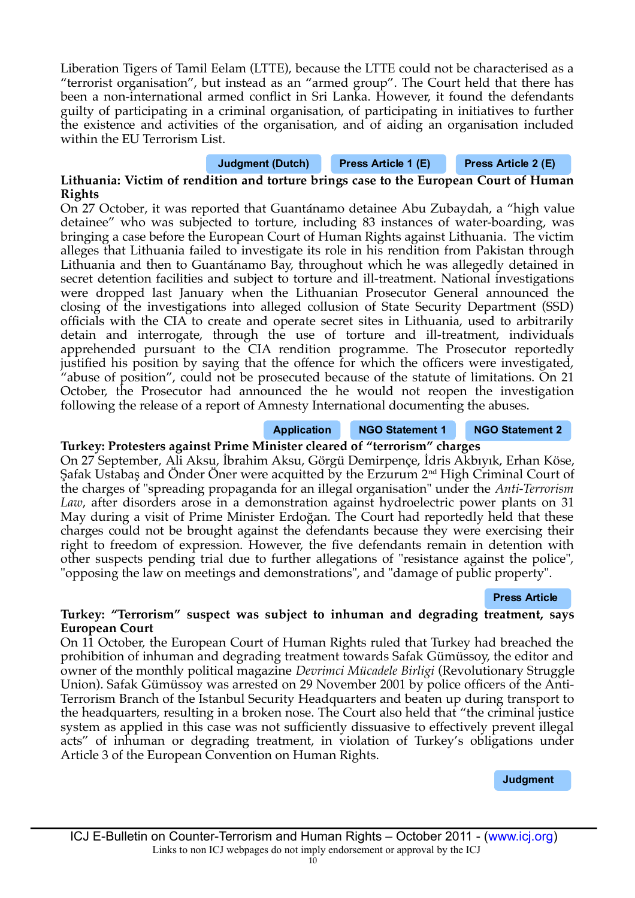Liberation Tigers of Tamil Eelam (LTTE), because the LTTE could not be characterised as a "terrorist organisation", but instead as an "armed group". The Court held that there has been a non-international armed conflict in Sri Lanka. However, it found the defendants guilty of participating in a criminal organisation, of participating in initiatives to further the existence and activities of the organisation, and of aiding an organisation included within the EU Terrorism List.

Judgment (Dutch) | Press Article 1 (E) | Press Article 2 (E)

**Lithuania: Victim of rendition and torture brings case to the European Court of Human Rights**

On 27 October, it was reported that Guantánamo detainee Abu Zubaydah, a "high value detainee" who was subjected to torture, including 83 instances of water-boarding, was bringing a case before the European Court of Human Rights against Lithuania. The victim alleges that Lithuania failed to investigate its role in his rendition from Pakistan through Lithuania and then to Guantánamo Bay, throughout which he was allegedly detained in secret detention facilities and subject to torture and ill-treatment. National investigations were dropped last January when the Lithuanian Prosecutor General announced the closing of the investigations into alleged collusion of State Security Department (SSD) officials with the CIA to create and operate secret sites in Lithuania, used to arbitrarily detain and interrogate, through the use of torture and ill-treatment, individuals apprehended pursuant to the CIA rendition programme. The Prosecutor reportedly justified his position by saying that the offence for which the officers were investigated, "abuse of position", could not be prosecuted because of the statute of limitations. On 21 October, the Prosecutor had announced the he would not reopen the investigation following the release of a report of Amnesty International documenting the abuses.

Application | NGO Statement 1 | NGO Statement 2

**Turkey: Protesters against Prime Minister cleared of "terrorism" charges**

On 27 September, Ali Aksu, İbrahim Aksu, Görgü Demirpençe, İdris Akbıyık, Erhan Köse, Şafak Ustabaş and Önder Öner were acquitted by the Erzurum 2nd High Criminal Court of the charges of "spreading propaganda for an illegal organisation" under the *Anti-Terrorism Law*, after disorders arose in a demonstration against hydroelectric power plants on 31 May during a visit of Prime Minister Erdoğan. The Court had reportedly held that these charges could not be brought against the defendants because they were exercising their right to freedom of expression. However, the five defendants remain in detention with other suspects pending trial due to further allegations of "resistance against the police", "opposing the law on meetings and demonstrations", and "damage of public property".

Press Article

**Turkey: "Terrorism" suspect was subject to inhuman and degrading treatment, says European Court**

On 11 October, the European Court of Human Rights ruled that Turkey had breached the prohibition of inhuman and degrading treatment towards Safak Gümüssoy, the editor and owner of the monthly political magazine *Devrimci Mücadele Birligi* (Revolutionary Struggle Union). Safak Gümüssoy was arrested on 29 November 2001 by police officers of the Anti-Terrorism Branch of the Istanbul Security Headquarters and beaten up during transport to the headquarters, resulting in a broken nose. The Court also held that "the criminal justice system as applied in this case was not sufficiently dissuasive to effectively prevent illegal acts" of inhuman or degrading treatment, in violation of Turkey's obligations under Article 3 of the European Convention on Human Rights.

Judgment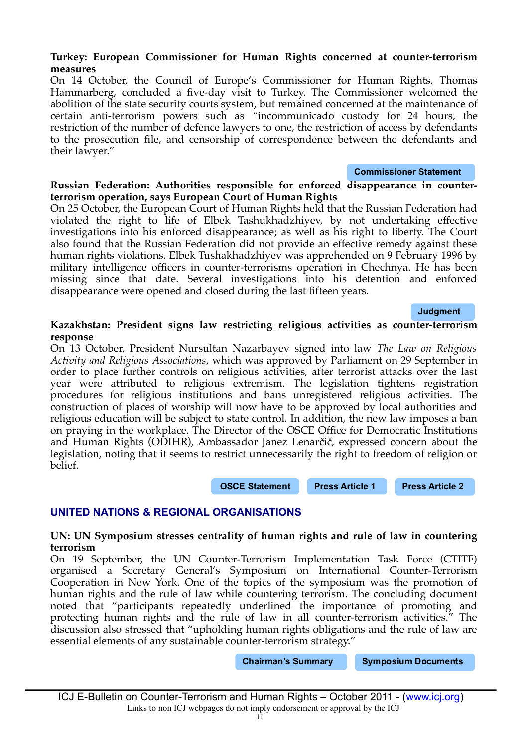**Turkey: European Commissioner for Human Rights concerned at counter-terrorism measures**

On 14 October, the Council of Europe's Commissioner for Human Rights, Thomas Hammarberg, concluded a five-day visit to Turkey. The Commissioner welcomed the abolition of the state security courts system, but remained concerned at the maintenance of certain anti-terrorism powers such as "incommunicado custody for 24 hours, the restriction of the number of defence lawyers to one, the restriction of access by defendants to the prosecution file, and censorship of correspondence between the defendants and their lawyer."

Commissioner Statement

**Russian Federation: Authorities responsible for enforced disappearance in counter-terrorism operation, says European Court of Human Rights**

On 25 October, the European Court of Human Rights held that the Russian Federation had violated the right to life of Elbek Tashukhadzhiyev, by not undertaking effective investigations into his enforced disappearance; as well as his right to liberty. The Court also found that the Russian Federation did not provide an effective remedy against these human rights violations. Elbek Tushakhadzhiyev was apprehended on 9 February 1996 by military intelligence officers in counter-terrorisms operation in Chechnya. He has been missing since that date. Several investigations into his detention and enforced disappearance were opened and closed during the last fifteen years.

Judgment

**Kazakhstan: President signs law restricting religious activities as counter-terrorism response**

On 13 October, President Nursultan Nazarbayev signed into law *The Law on Religious Activity and Religious Associations*, which was approved by Parliament on 29 September in order to place further controls on religious activities, after terrorist attacks over the last year were attributed to religious extremism. The legislation tightens registration procedures for religious institutions and bans unregistered religious activities. The construction of places of worship will now have to be approved by local authorities and religious education will be subject to state control. In addition, the new law imposes a ban on praying in the workplace. The Director of the OSCE Office for Democratic Institutions and Human Rights (ODIHR), Ambassador Janez Lenarčič, expressed concern about the legislation, noting that it seems to restrict unnecessarily the right to freedom of religion or belief.

OSCE Statement | Press Article 1 | Press Article 2

## UNITED NATIONS & REGIONAL ORGANISATIONS

**UN: UN Symposium stresses centrality of human rights and rule of law in countering terrorism**

On 19 September, the UN Counter-Terrorism Implementation Task Force (CTITF) organised a Secretary General's Symposium on International Counter-Terrorism Cooperation in New York. One of the topics of the symposium was the promotion of human rights and the rule of law while countering terrorism. The concluding document noted that "participants repeatedly underlined the importance of promoting and protecting human rights and the rule of law in all counter-terrorism activities." The discussion also stressed that "upholding human rights obligations and the rule of law are essential elements of any sustainable counter-terrorism strategy."

Chairman's Summary | Symposium Documents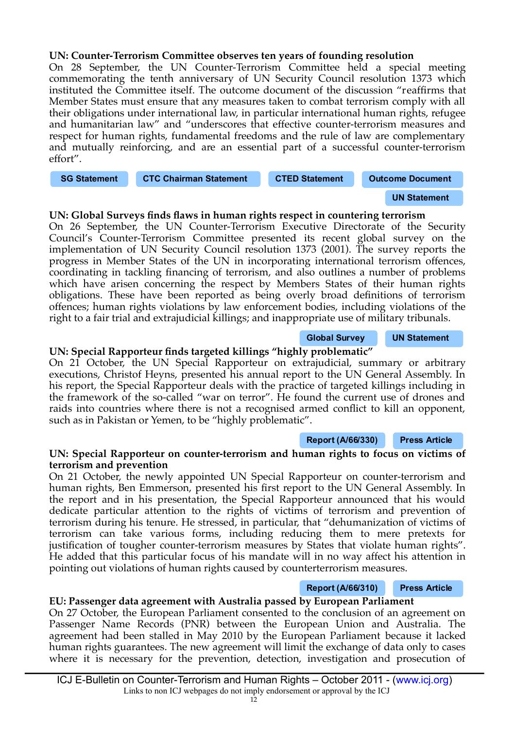**UN: Counter-Terrorism Committee observes ten years of founding resolution**

On 28 September, the UN Counter-Terrorism Committee held a special meeting commemorating the tenth anniversary of UN Security Council resolution 1373 which instituted the Committee itself. The outcome document of the discussion "reaffirms that Member States must ensure that any measures taken to combat terrorism comply with all their obligations under international law, in particular international human rights, refugee and humanitarian law" and "underscores that effective counter-terrorism measures and respect for human rights, fundamental freedoms and the rule of law are complementary and mutually reinforcing, and are an essential part of a successful counter-terrorism effort".

SG Statement | CTC Chairman Statement | CTED Statement | Outcome Document | UN Statement

**UN: Global Surveys finds flaws in human rights respect in countering terrorism**

On 26 September, the UN Counter-Terrorism Executive Directorate of the Security Council's Counter-Terrorism Committee presented its recent global survey on the implementation of UN Security Council resolution 1373 (2001). The survey reports the progress in Member States of the UN in incorporating international terrorism offences, coordinating in tackling financing of terrorism, and also outlines a number of problems which have arisen concerning the respect by Members States of their human rights obligations. These have been reported as being overly broad definitions of terrorism offences; human rights violations by law enforcement bodies, including violations of the right to a fair trial and extrajudicial killings; and inappropriate use of military tribunals.

Global Survey | UN Statement

**UN: Special Rapporteur finds targeted killings "highly problematic"**

On 21 October, the UN Special Rapporteur on extrajudicial, summary or arbitrary executions, Christof Heyns, presented his annual report to the UN General Assembly. In his report, the Special Rapporteur deals with the practice of targeted killings including in the framework of the so-called "war on terror". He found the current use of drones and raids into countries where there is not a recognised armed conflict to kill an opponent, such as in Pakistan or Yemen, to be "highly problematic".

Report (A/66/330) | Press Article

**UN: Special Rapporteur on counter-terrorism and human rights to focus on victims of terrorism and prevention**

On 21 October, the newly appointed UN Special Rapporteur on counter-terrorism and human rights, Ben Emmerson, presented his first report to the UN General Assembly. In the report and in his presentation, the Special Rapporteur announced that his would dedicate particular attention to the rights of victims of terrorism and prevention of terrorism during his tenure. He stressed, in particular, that "dehumanization of victims of terrorism can take various forms, including reducing them to mere pretexts for justification of tougher counter-terrorism measures by States that violate human rights". He added that this particular focus of his mandate will in no way affect his attention in pointing out violations of human rights caused by counterterrorism measures.

Report (A/66/310) | Press Article

**EU: Passenger data agreement with Australia passed by European Parliament**

On 27 October, the European Parliament consented to the conclusion of an agreement on Passenger Name Records (PNR) between the European Union and Australia. The agreement had been stalled in May 2010 by the European Parliament because it lacked human rights guarantees. The new agreement will limit the exchange of data only to cases where it is necessary for the prevention, detection, investigation and prosecution of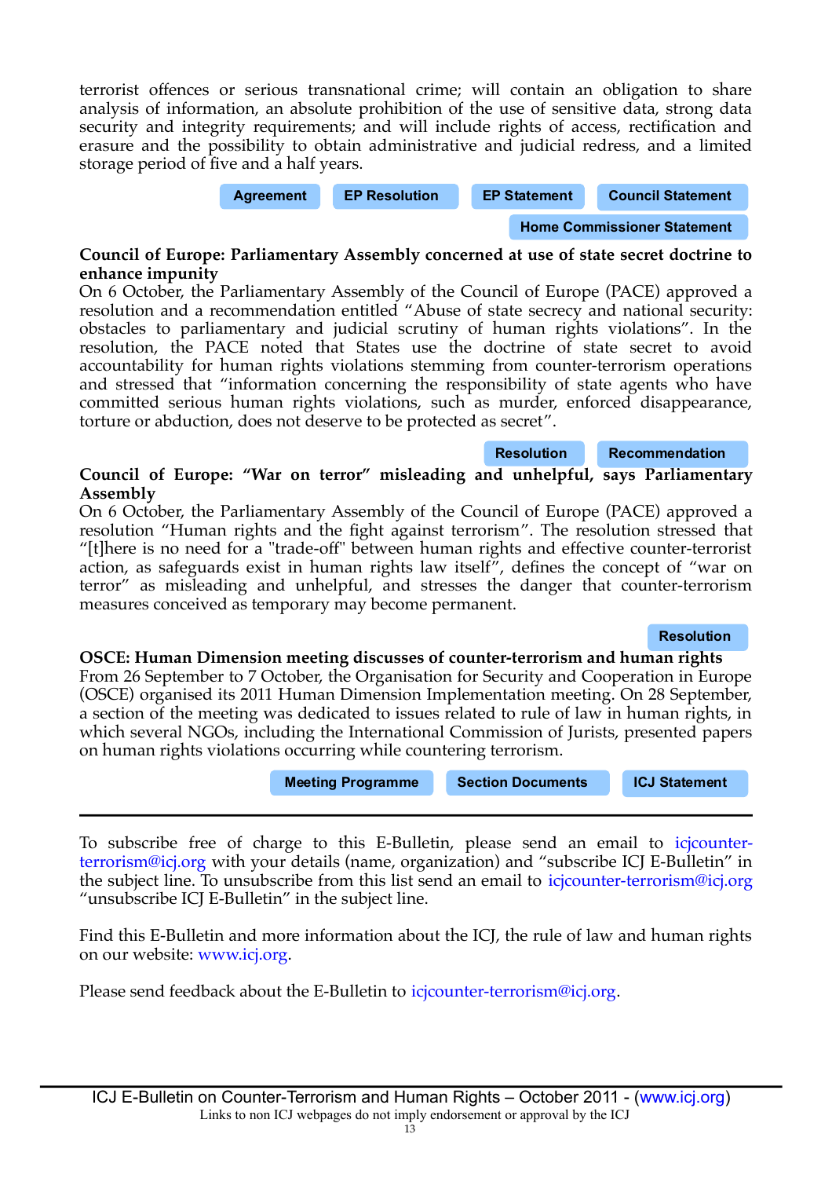terrorist offences or serious transnational crime; will contain an obligation to share analysis of information, an absolute prohibition of the use of sensitive data, strong data security and integrity requirements; and will include rights of access, rectification and erasure and the possibility to obtain administrative and judicial redress, and a limited storage period of five and a half years.

Agreement | EP Resolution | EP Statement | Council Statement | Home Commissioner Statement

**Council of Europe: Parliamentary Assembly concerned at use of state secret doctrine to enhance impunity**

On 6 October, the Parliamentary Assembly of the Council of Europe (PACE) approved a resolution and a recommendation entitled "Abuse of state secrecy and national security: obstacles to parliamentary and judicial scrutiny of human rights violations". In the resolution, the PACE noted that States use the doctrine of state secret to avoid accountability for human rights violations stemming from counter-terrorism operations and stressed that "information concerning the responsibility of state agents who have committed serious human rights violations, such as murder, enforced disappearance, torture or abduction, does not deserve to be protected as secret".

Resolution | Recommendation

**Council of Europe: "War on terror" misleading and unhelpful, says Parliamentary Assembly**

On 6 October, the Parliamentary Assembly of the Council of Europe (PACE) approved a resolution "Human rights and the fight against terrorism". The resolution stressed that "[t]here is no need for a "trade-off" between human rights and effective counter-terrorist action, as safeguards exist in human rights law itself", defines the concept of "war on terror" as misleading and unhelpful, and stresses the danger that counter-terrorism measures conceived as temporary may become permanent.

Resolution

**OSCE: Human Dimension meeting discusses of counter-terrorism and human rights**

From 26 September to 7 October, the Organisation for Security and Cooperation in Europe (OSCE) organised its 2011 Human Dimension Implementation meeting. On 28 September, a section of the meeting was dedicated to issues related to rule of law in human rights, in which several NGOs, including the International Commission of Jurists, presented papers on human rights violations occurring while countering terrorism.

Meeting Programme | Section Documents | ICJ Statement

---

To subscribe free of charge to this E-Bulletin, please send an email to icjcounter-terrorism@icj.org with your details (name, organization) and "subscribe ICJ E-Bulletin" in the subject line. To unsubscribe from this list send an email to icjcounter-terrorism@icj.org "unsubscribe ICJ E-Bulletin" in the subject line.

Find this E-Bulletin and more information about the ICJ, the rule of law and human rights on our website: www.icj.org.

Please send feedback about the E-Bulletin to icjcounter-terrorism@icj.org.